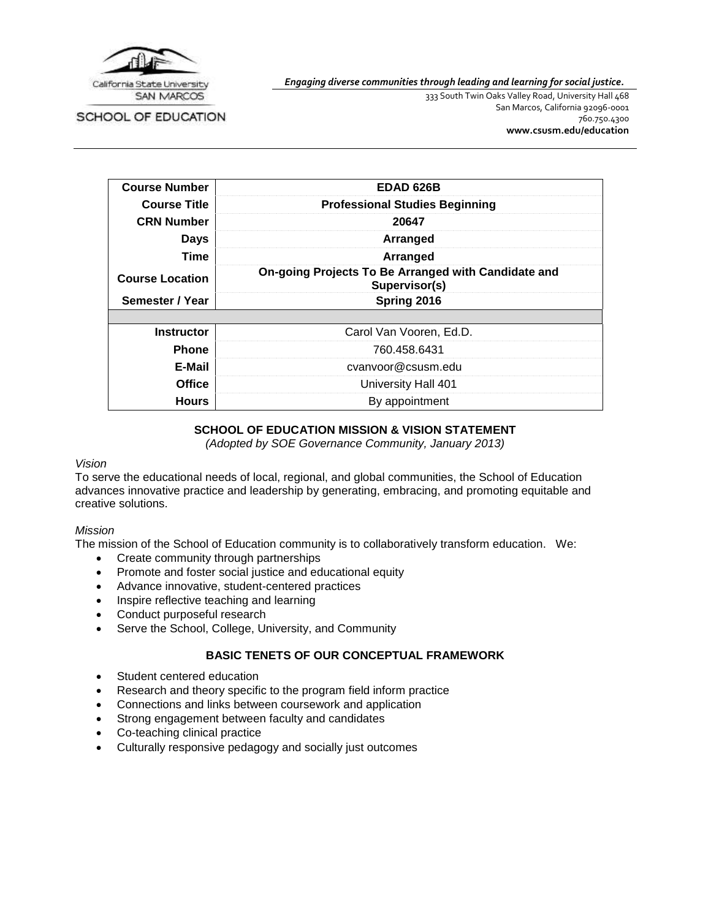California State University SAN MARCOS

SCHOOL OF EDUCATION

***Engaging diverse communities through leading and learning for social justice.***

333 South Twin Oaks Valley Road, University Hall 468
San Marcos, California 92096-0001
760.750.4300
**www.csusm.edu/education**

| **Course Number** | **EDAD 626B** |
|---|---|
| **Course Title** | **Professional Studies Beginning** |
| **CRN Number** | **20647** |
| **Days** | **Arranged** |
| **Time** | **Arranged** |
| **Course Location** | **On-going Projects To Be Arranged with Candidate and Supervisor(s)** |
| **Semester / Year** | **Spring 2016** |
| | |
| **Instructor** | Carol Van Vooren, Ed.D. |
| **Phone** | 760.458.6431 |
| **E-Mail** | cvanvoor@csusm.edu |
| **Office** | University Hall 401 |
| **Hours** | By appointment |

## SCHOOL OF EDUCATION MISSION & VISION STATEMENT

*(Adopted by SOE Governance Community, January 2013)*

*Vision*

To serve the educational needs of local, regional, and global communities, the School of Education advances innovative practice and leadership by generating, embracing, and promoting equitable and creative solutions.

*Mission*

The mission of the School of Education community is to collaboratively transform education. We:

- Create community through partnerships
- Promote and foster social justice and educational equity
- Advance innovative, student-centered practices
- Inspire reflective teaching and learning
- Conduct purposeful research
- Serve the School, College, University, and Community

## BASIC TENETS OF OUR CONCEPTUAL FRAMEWORK

- Student centered education
- Research and theory specific to the program field inform practice
- Connections and links between coursework and application
- Strong engagement between faculty and candidates
- Co-teaching clinical practice
- Culturally responsive pedagogy and socially just outcomes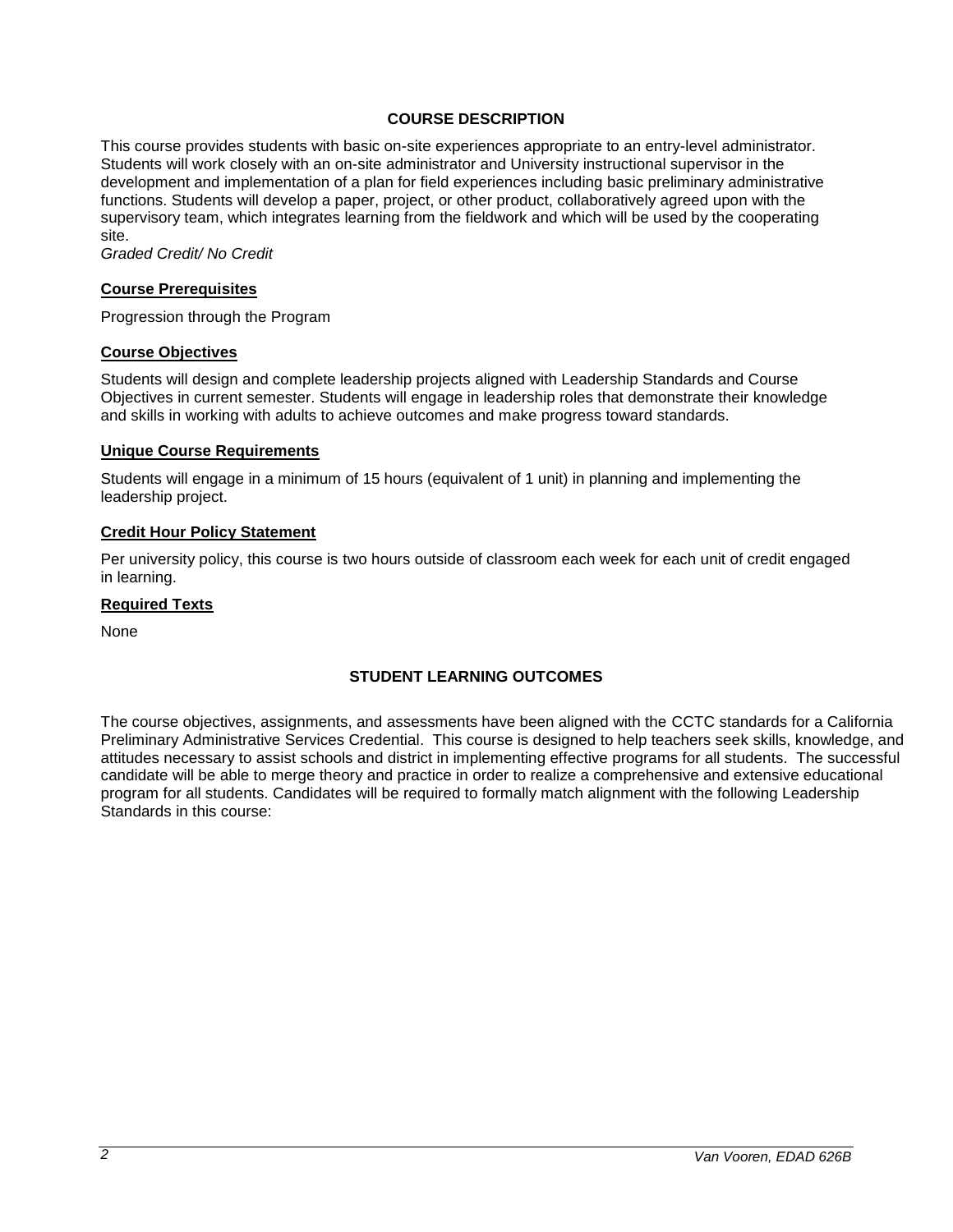## COURSE DESCRIPTION

This course provides students with basic on-site experiences appropriate to an entry-level administrator. Students will work closely with an on-site administrator and University instructional supervisor in the development and implementation of a plan for field experiences including basic preliminary administrative functions. Students will develop a paper, project, or other product, collaboratively agreed upon with the supervisory team, which integrates learning from the fieldwork and which will be used by the cooperating site.
*Graded Credit/ No Credit*

### Course Prerequisites

Progression through the Program

### Course Objectives

Students will design and complete leadership projects aligned with Leadership Standards and Course Objectives in current semester. Students will engage in leadership roles that demonstrate their knowledge and skills in working with adults to achieve outcomes and make progress toward standards.

### Unique Course Requirements

Students will engage in a minimum of 15 hours (equivalent of 1 unit) in planning and implementing the leadership project.

### Credit Hour Policy Statement

Per university policy, this course is two hours outside of classroom each week for each unit of credit engaged in learning.

### Required Texts

None

## STUDENT LEARNING OUTCOMES

The course objectives, assignments, and assessments have been aligned with the CCTC standards for a California Preliminary Administrative Services Credential. This course is designed to help teachers seek skills, knowledge, and attitudes necessary to assist schools and district in implementing effective programs for all students. The successful candidate will be able to merge theory and practice in order to realize a comprehensive and extensive educational program for all students. Candidates will be required to formally match alignment with the following Leadership Standards in this course: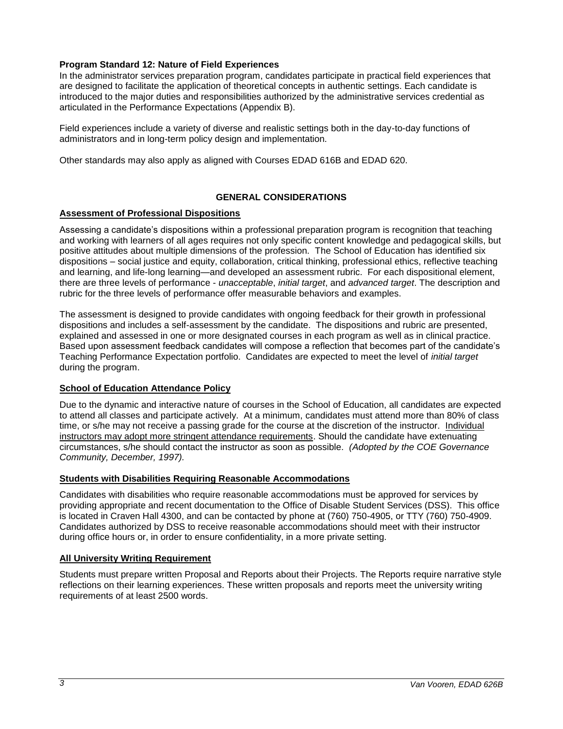**Program Standard 12: Nature of Field Experiences**

In the administrator services preparation program, candidates participate in practical field experiences that are designed to facilitate the application of theoretical concepts in authentic settings. Each candidate is introduced to the major duties and responsibilities authorized by the administrative services credential as articulated in the Performance Expectations (Appendix B).

Field experiences include a variety of diverse and realistic settings both in the day-to-day functions of administrators and in long-term policy design and implementation.

Other standards may also apply as aligned with Courses EDAD 616B and EDAD 620.

## GENERAL CONSIDERATIONS

### Assessment of Professional Dispositions

Assessing a candidate's dispositions within a professional preparation program is recognition that teaching and working with learners of all ages requires not only specific content knowledge and pedagogical skills, but positive attitudes about multiple dimensions of the profession. The School of Education has identified six dispositions – social justice and equity, collaboration, critical thinking, professional ethics, reflective teaching and learning, and life-long learning—and developed an assessment rubric. For each dispositional element, there are three levels of performance - *unacceptable*, *initial target*, and *advanced target*. The description and rubric for the three levels of performance offer measurable behaviors and examples.

The assessment is designed to provide candidates with ongoing feedback for their growth in professional dispositions and includes a self-assessment by the candidate. The dispositions and rubric are presented, explained and assessed in one or more designated courses in each program as well as in clinical practice. Based upon assessment feedback candidates will compose a reflection that becomes part of the candidate's Teaching Performance Expectation portfolio. Candidates are expected to meet the level of *initial target* during the program.

### School of Education Attendance Policy

Due to the dynamic and interactive nature of courses in the School of Education, all candidates are expected to attend all classes and participate actively. At a minimum, candidates must attend more than 80% of class time, or s/he may not receive a passing grade for the course at the discretion of the instructor. Individual instructors may adopt more stringent attendance requirements. Should the candidate have extenuating circumstances, s/he should contact the instructor as soon as possible. *(Adopted by the COE Governance Community, December, 1997).*

### Students with Disabilities Requiring Reasonable Accommodations

Candidates with disabilities who require reasonable accommodations must be approved for services by providing appropriate and recent documentation to the Office of Disable Student Services (DSS). This office is located in Craven Hall 4300, and can be contacted by phone at (760) 750-4905, or TTY (760) 750-4909. Candidates authorized by DSS to receive reasonable accommodations should meet with their instructor during office hours or, in order to ensure confidentiality, in a more private setting.

### All University Writing Requirement

Students must prepare written Proposal and Reports about their Projects. The Reports require narrative style reflections on their learning experiences. These written proposals and reports meet the university writing requirements of at least 2500 words.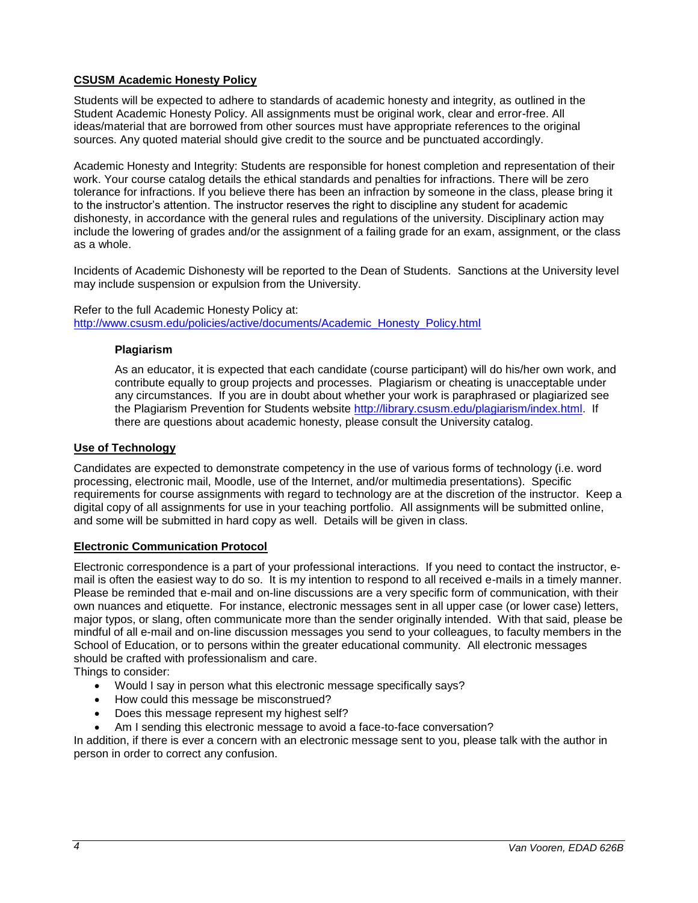## CSUSM Academic Honesty Policy

Students will be expected to adhere to standards of academic honesty and integrity, as outlined in the Student Academic Honesty Policy. All assignments must be original work, clear and error-free. All ideas/material that are borrowed from other sources must have appropriate references to the original sources. Any quoted material should give credit to the source and be punctuated accordingly.

Academic Honesty and Integrity: Students are responsible for honest completion and representation of their work. Your course catalog details the ethical standards and penalties for infractions. There will be zero tolerance for infractions. If you believe there has been an infraction by someone in the class, please bring it to the instructor's attention. The instructor reserves the right to discipline any student for academic dishonesty, in accordance with the general rules and regulations of the university. Disciplinary action may include the lowering of grades and/or the assignment of a failing grade for an exam, assignment, or the class as a whole.

Incidents of Academic Dishonesty will be reported to the Dean of Students. Sanctions at the University level may include suspension or expulsion from the University.

Refer to the full Academic Honesty Policy at:
http://www.csusm.edu/policies/active/documents/Academic_Honesty_Policy.html

### Plagiarism

As an educator, it is expected that each candidate (course participant) will do his/her own work, and contribute equally to group projects and processes. Plagiarism or cheating is unacceptable under any circumstances. If you are in doubt about whether your work is paraphrased or plagiarized see the Plagiarism Prevention for Students website http://library.csusm.edu/plagiarism/index.html. If there are questions about academic honesty, please consult the University catalog.

## Use of Technology

Candidates are expected to demonstrate competency in the use of various forms of technology (i.e. word processing, electronic mail, Moodle, use of the Internet, and/or multimedia presentations). Specific requirements for course assignments with regard to technology are at the discretion of the instructor. Keep a digital copy of all assignments for use in your teaching portfolio. All assignments will be submitted online, and some will be submitted in hard copy as well. Details will be given in class.

## Electronic Communication Protocol

Electronic correspondence is a part of your professional interactions. If you need to contact the instructor, e-mail is often the easiest way to do so. It is my intention to respond to all received e-mails in a timely manner. Please be reminded that e-mail and on-line discussions are a very specific form of communication, with their own nuances and etiquette. For instance, electronic messages sent in all upper case (or lower case) letters, major typos, or slang, often communicate more than the sender originally intended. With that said, please be mindful of all e-mail and on-line discussion messages you send to your colleagues, to faculty members in the School of Education, or to persons within the greater educational community. All electronic messages should be crafted with professionalism and care.

Things to consider:

- Would I say in person what this electronic message specifically says?
- How could this message be misconstrued?
- Does this message represent my highest self?
- Am I sending this electronic message to avoid a face-to-face conversation?

In addition, if there is ever a concern with an electronic message sent to you, please talk with the author in person in order to correct any confusion.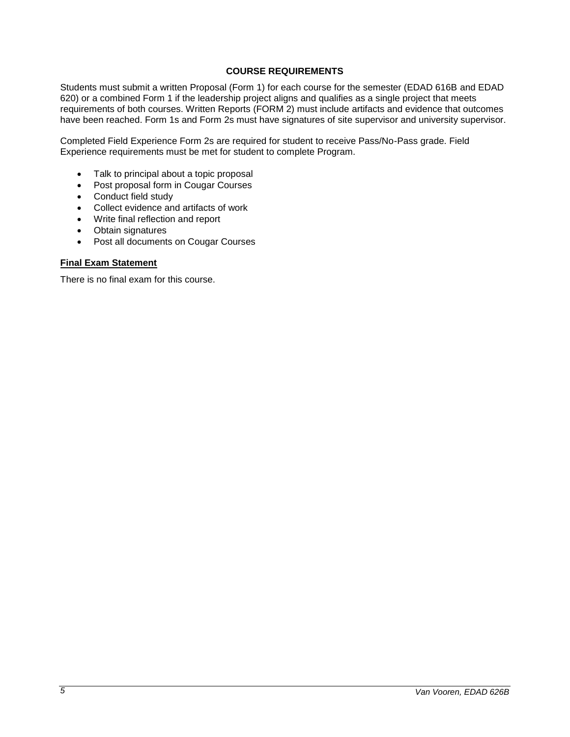## COURSE REQUIREMENTS

Students must submit a written Proposal (Form 1) for each course for the semester (EDAD 616B and EDAD 620) or a combined Form 1 if the leadership project aligns and qualifies as a single project that meets requirements of both courses. Written Reports (FORM 2) must include artifacts and evidence that outcomes have been reached. Form 1s and Form 2s must have signatures of site supervisor and university supervisor.

Completed Field Experience Form 2s are required for student to receive Pass/No-Pass grade. Field Experience requirements must be met for student to complete Program.

- Talk to principal about a topic proposal
- Post proposal form in Cougar Courses
- Conduct field study
- Collect evidence and artifacts of work
- Write final reflection and report
- Obtain signatures
- Post all documents on Cougar Courses

### Final Exam Statement

There is no final exam for this course.